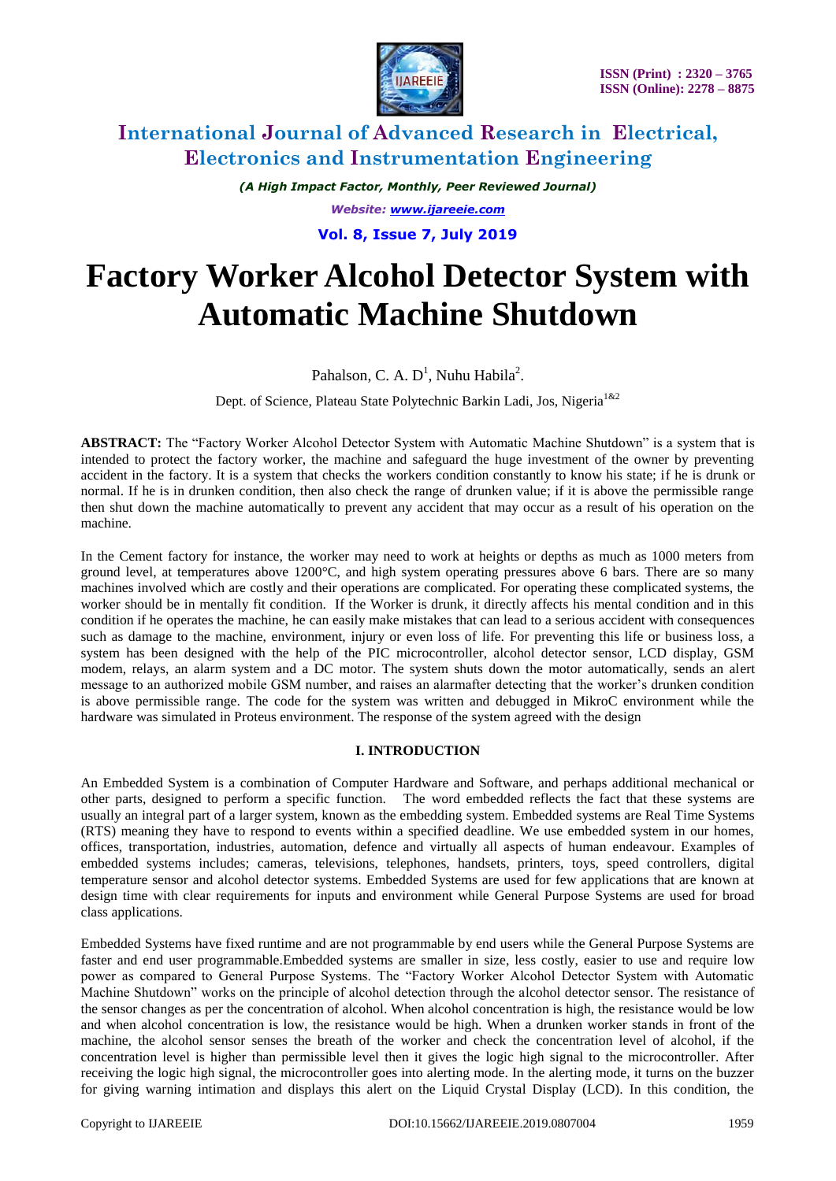# Factory Worker Alcohol Detector System with Automatic Machine Shutdown

Pahalson, C. A. D[1], Nuhu Habila[2].

Dept. of Science, Plateau State Polytechnic Barkin Ladi, Jos, Nigeria[1&2]

**ABSTRACT:** The "Factory Worker Alcohol Detector System with Automatic Machine Shutdown" is a system that is intended to protect the factory worker, the machine and safeguard the huge investment of the owner by preventing accident in the factory. It is a system that checks the workers condition constantly to know his state; if he is drunk or normal. If he is in drunken condition, then also check the range of drunken value; if it is above the permissible range then shut down the machine automatically to prevent any accident that may occur as a result of his operation on the machine.

In the Cement factory for instance, the worker may need to work at heights or depths as much as 1000 meters from ground level, at temperatures above 1200°C, and high system operating pressures above 6 bars. There are so many machines involved which are costly and their operations are complicated. For operating these complicated systems, the worker should be in mentally fit condition. If the Worker is drunk, it directly affects his mental condition and in this condition if he operates the machine, he can easily make mistakes that can lead to a serious accident with consequences such as damage to the machine, environment, injury or even loss of life. For preventing this life or business loss, a system has been designed with the help of the PIC microcontroller, alcohol detector sensor, LCD display, GSM modem, relays, an alarm system and a DC motor. The system shuts down the motor automatically, sends an alert message to an authorized mobile GSM number, and raises an alarmafter detecting that the worker's drunken condition is above permissible range. The code for the system was written and debugged in MikroC environment while the hardware was simulated in Proteus environment. The response of the system agreed with the design

## I. INTRODUCTION

An Embedded System is a combination of Computer Hardware and Software, and perhaps additional mechanical or other parts, designed to perform a specific function. The word embedded reflects the fact that these systems are usually an integral part of a larger system, known as the embedding system. Embedded systems are Real Time Systems (RTS) meaning they have to respond to events within a specified deadline. We use embedded system in our homes, offices, transportation, industries, automation, defence and virtually all aspects of human endeavour. Examples of embedded systems includes; cameras, televisions, telephones, handsets, printers, toys, speed controllers, digital temperature sensor and alcohol detector systems. Embedded Systems are used for few applications that are known at design time with clear requirements for inputs and environment while General Purpose Systems are used for broad class applications.

Embedded Systems have fixed runtime and are not programmable by end users while the General Purpose Systems are faster and end user programmable.Embedded systems are smaller in size, less costly, easier to use and require low power as compared to General Purpose Systems. The "Factory Worker Alcohol Detector System with Automatic Machine Shutdown" works on the principle of alcohol detection through the alcohol detector sensor. The resistance of the sensor changes as per the concentration of alcohol. When alcohol concentration is high, the resistance would be low and when alcohol concentration is low, the resistance would be high. When a drunken worker stands in front of the machine, the alcohol sensor senses the breath of the worker and check the concentration level of alcohol, if the concentration level is higher than permissible level then it gives the logic high signal to the microcontroller. After receiving the logic high signal, the microcontroller goes into alerting mode. In the alerting mode, it turns on the buzzer for giving warning intimation and displays this alert on the Liquid Crystal Display (LCD). In this condition, the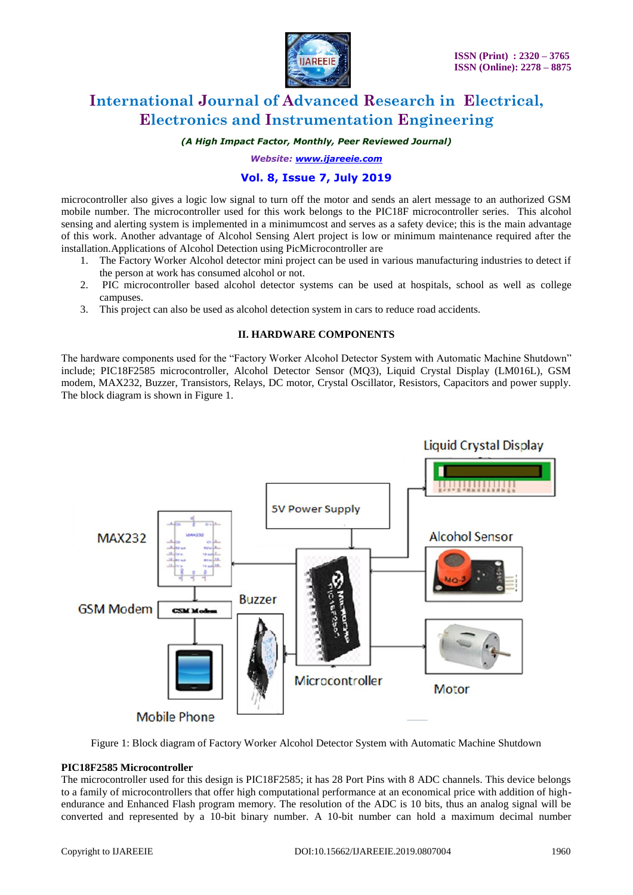microcontroller also gives a logic low signal to turn off the motor and sends an alert message to an authorized GSM mobile number. The microcontroller used for this work belongs to the PIC18F microcontroller series. This alcohol sensing and alerting system is implemented in a minimumcost and serves as a safety device; this is the main advantage of this work. Another advantage of Alcohol Sensing Alert project is low or minimum maintenance required after the installation.Applications of Alcohol Detection using PicMicrocontroller are

1. The Factory Worker Alcohol detector mini project can be used in various manufacturing industries to detect if the person at work has consumed alcohol or not.
2. PIC microcontroller based alcohol detector systems can be used at hospitals, school as well as college campuses.
3. This project can also be used as alcohol detection system in cars to reduce road accidents.

## II. HARDWARE COMPONENTS

The hardware components used for the "Factory Worker Alcohol Detector System with Automatic Machine Shutdown" include; PIC18F2585 microcontroller, Alcohol Detector Sensor (MQ3), Liquid Crystal Display (LM016L), GSM modem, MAX232, Buzzer, Transistors, Relays, DC motor, Crystal Oscillator, Resistors, Capacitors and power supply. The block diagram is shown in Figure 1.

Figure 1: Block diagram of Factory Worker Alcohol Detector System with Automatic Machine Shutdown

**PIC18F2585 Microcontroller**

The microcontroller used for this design is PIC18F2585; it has 28 Port Pins with 8 ADC channels. This device belongs to a family of microcontrollers that offer high computational performance at an economical price with addition of high-endurance and Enhanced Flash program memory. The resolution of the ADC is 10 bits, thus an analog signal will be converted and represented by a 10-bit binary number. A 10-bit number can hold a maximum decimal number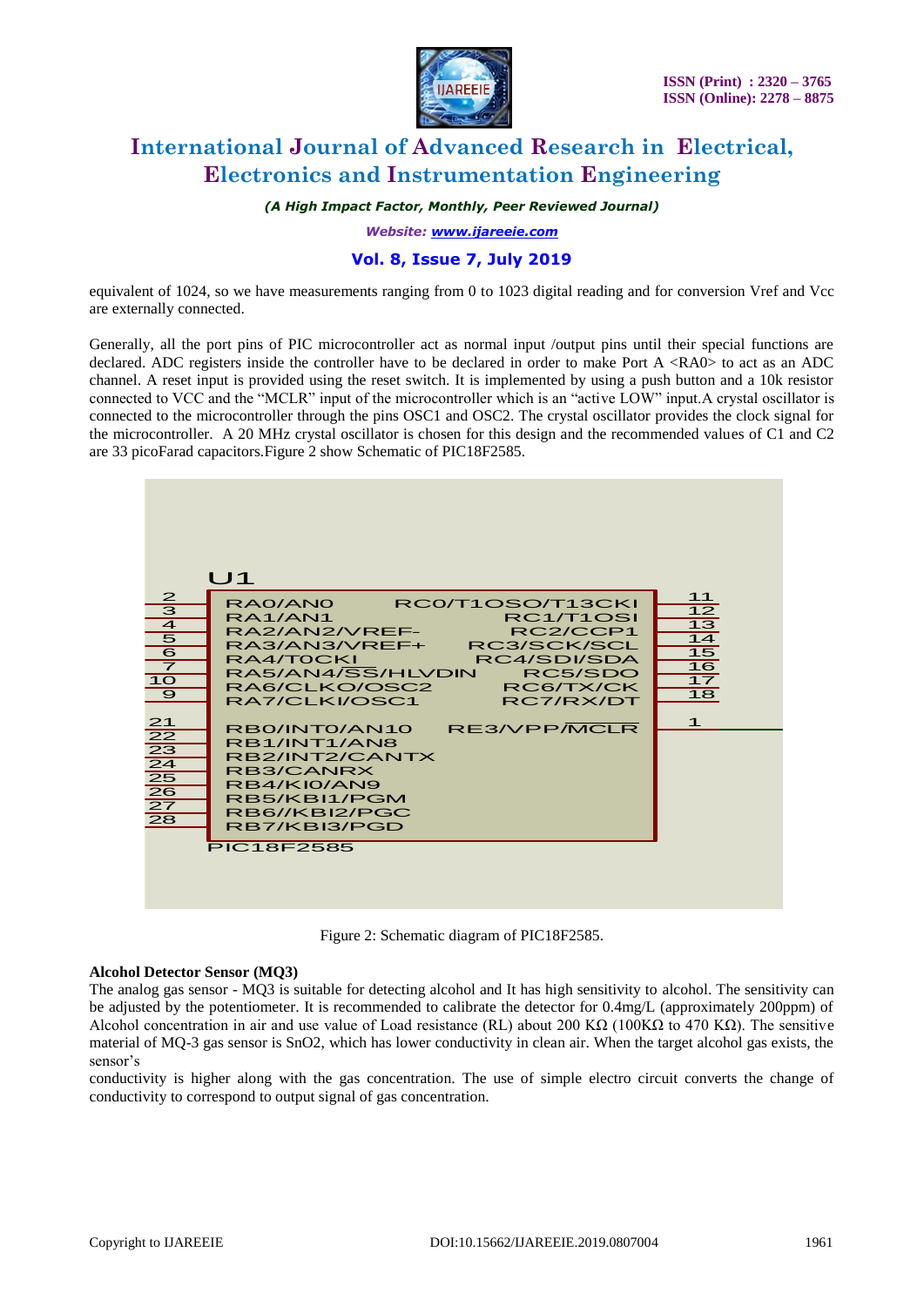equivalent of 1024, so we have measurements ranging from 0 to 1023 digital reading and for conversion Vref and Vcc are externally connected.

Generally, all the port pins of PIC microcontroller act as normal input /output pins until their special functions are declared. ADC registers inside the controller have to be declared in order to make Port A <RA0> to act as an ADC channel. A reset input is provided using the reset switch. It is implemented by using a push button and a 10k resistor connected to VCC and the "MCLR" input of the microcontroller which is an "active LOW" input.A crystal oscillator is connected to the microcontroller through the pins OSC1 and OSC2. The crystal oscillator provides the clock signal for the microcontroller. A 20 MHz crystal oscillator is chosen for this design and the recommended values of C1 and C2 are 33 picoFarad capacitors.Figure 2 show Schematic of PIC18F2585.

Figure 2: Schematic diagram of PIC18F2585.

**Alcohol Detector Sensor (MQ3)**

The analog gas sensor - MQ3 is suitable for detecting alcohol and It has high sensitivity to alcohol. The sensitivity can be adjusted by the potentiometer. It is recommended to calibrate the detector for 0.4mg/L (approximately 200ppm) of Alcohol concentration in air and use value of Load resistance (RL) about 200 KΩ (100KΩ to 470 KΩ). The sensitive material of MQ-3 gas sensor is $SnO_2$, which has lower conductivity in clean air. When the target alcohol gas exists, the sensor's

conductivity is higher along with the gas concentration. The use of simple electro circuit converts the change of conductivity to correspond to output signal of gas concentration.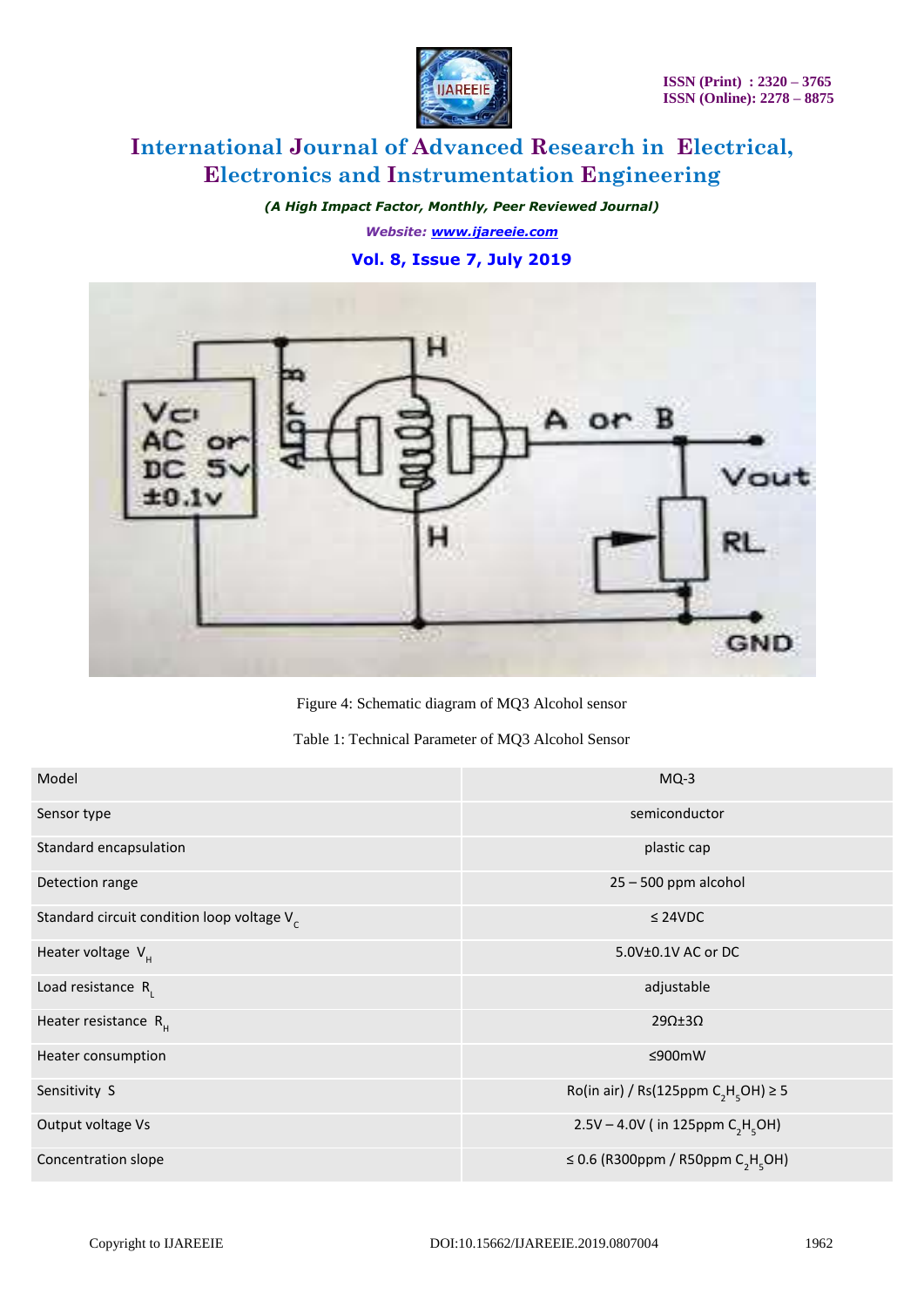Figure 4: Schematic diagram of MQ3 Alcohol sensor

Table 1: Technical Parameter of MQ3 Alcohol Sensor

| Model | MQ-3 |
|---|---|
| Sensor type | semiconductor |
| Standard encapsulation | plastic cap |
| Detection range | 25 – 500 ppm alcohol |
| Standard circuit condition loop voltage $V_C$ | ≤ 24VDC |
| Heater voltage $V_H$ | 5.0V±0.1V AC or DC |
| Load resistance $R_L$ | adjustable |
| Heater resistance $R_H$ | 29Ω±3Ω |
| Heater consumption | ≤900mW |
| Sensitivity S | Ro(in air) / Rs(125ppm $C_2H_5OH$) ≥ 5 |
| Output voltage Vs | 2.5V – 4.0V ( in 125ppm $C_2H_5OH$) |
| Concentration slope | ≤ 0.6 (R300ppm / R50ppm $C_2H_5OH$) |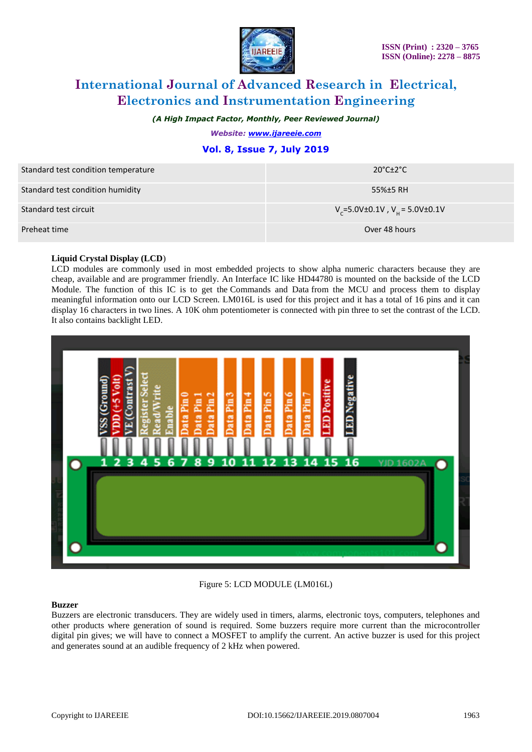| Standard test condition temperature | 20°C±2°C |
|---|---|
| Standard test condition humidity | 55%±5 RH |
| Standard test circuit | $V_C$=5.0V±0.1V , $V_H$ = 5.0V±0.1V |
| Preheat time | Over 48 hours |

**Liquid Crystal Display (LCD)**

LCD modules are commonly used in most embedded projects to show alpha numeric characters because they are cheap, available and are programmer friendly. An Interface IC like HD44780 is mounted on the backside of the LCD Module. The function of this IC is to get the Commands and Data from the MCU and process them to display meaningful information onto our LCD Screen. LM016L is used for this project and it has a total of 16 pins and it can display 16 characters in two lines. A 10K ohm potentiometer is connected with pin three to set the contrast of the LCD. It also contains backlight LED.

Figure 5: LCD MODULE (LM016L)

**Buzzer**

Buzzers are electronic transducers. They are widely used in timers, alarms, electronic toys, computers, telephones and other products where generation of sound is required. Some buzzers require more current than the microcontroller digital pin gives; we will have to connect a MOSFET to amplify the current. An active buzzer is used for this project and generates sound at an audible frequency of 2 kHz when powered.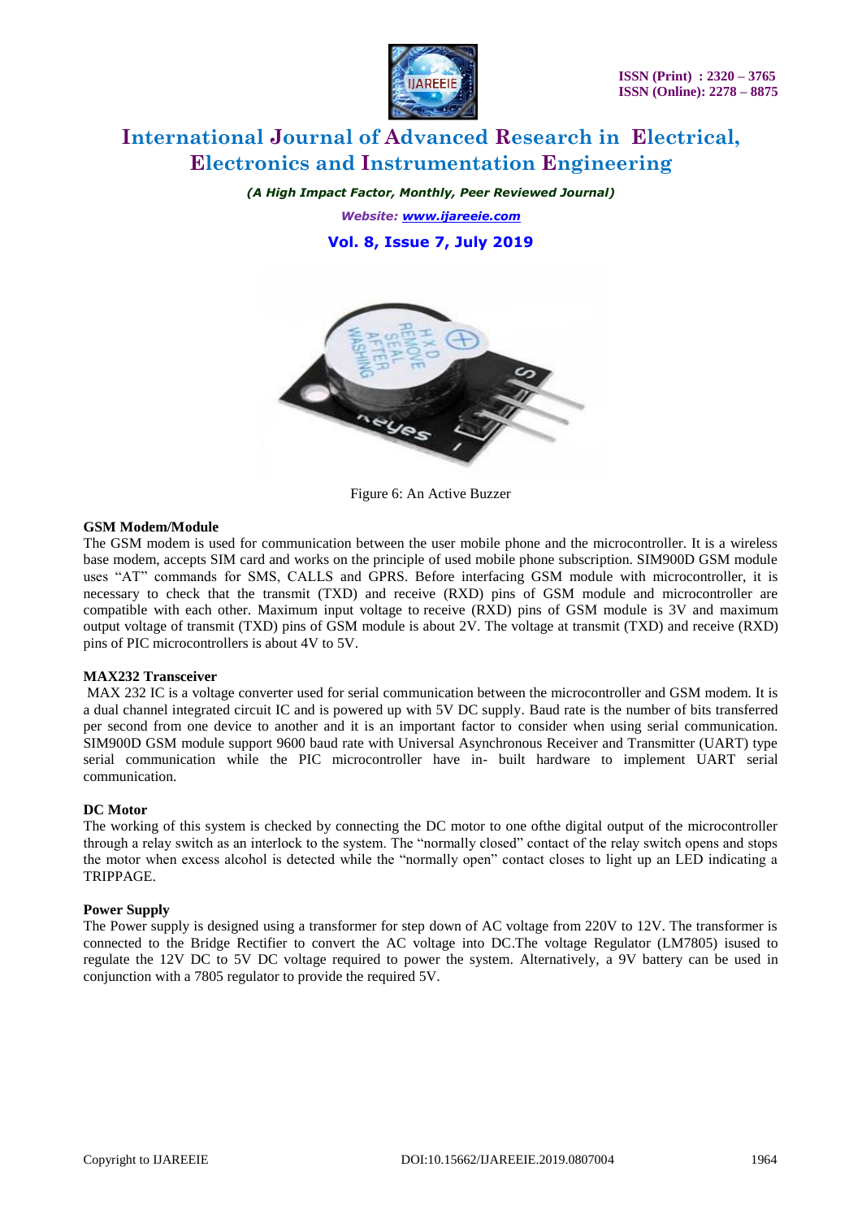Figure 6: An Active Buzzer

**GSM Modem/Module**

The GSM modem is used for communication between the user mobile phone and the microcontroller. It is a wireless base modem, accepts SIM card and works on the principle of used mobile phone subscription. SIM900D GSM module uses "AT" commands for SMS, CALLS and GPRS. Before interfacing GSM module with microcontroller, it is necessary to check that the transmit (TXD) and receive (RXD) pins of GSM module and microcontroller are compatible with each other. Maximum input voltage to receive (RXD) pins of GSM module is 3V and maximum output voltage of transmit (TXD) pins of GSM module is about 2V. The voltage at transmit (TXD) and receive (RXD) pins of PIC microcontrollers is about 4V to 5V.

**MAX232 Transceiver**

MAX 232 IC is a voltage converter used for serial communication between the microcontroller and GSM modem. It is a dual channel integrated circuit IC and is powered up with 5V DC supply. Baud rate is the number of bits transferred per second from one device to another and it is an important factor to consider when using serial communication. SIM900D GSM module support 9600 baud rate with Universal Asynchronous Receiver and Transmitter (UART) type serial communication while the PIC microcontroller have in- built hardware to implement UART serial communication.

**DC Motor**

The working of this system is checked by connecting the DC motor to one ofthe digital output of the microcontroller through a relay switch as an interlock to the system. The "normally closed" contact of the relay switch opens and stops the motor when excess alcohol is detected while the "normally open" contact closes to light up an LED indicating a TRIPPAGE.

**Power Supply**

The Power supply is designed using a transformer for step down of AC voltage from 220V to 12V. The transformer is connected to the Bridge Rectifier to convert the AC voltage into DC.The voltage Regulator (LM7805) isused to regulate the 12V DC to 5V DC voltage required to power the system. Alternatively, a 9V battery can be used in conjunction with a 7805 regulator to provide the required 5V.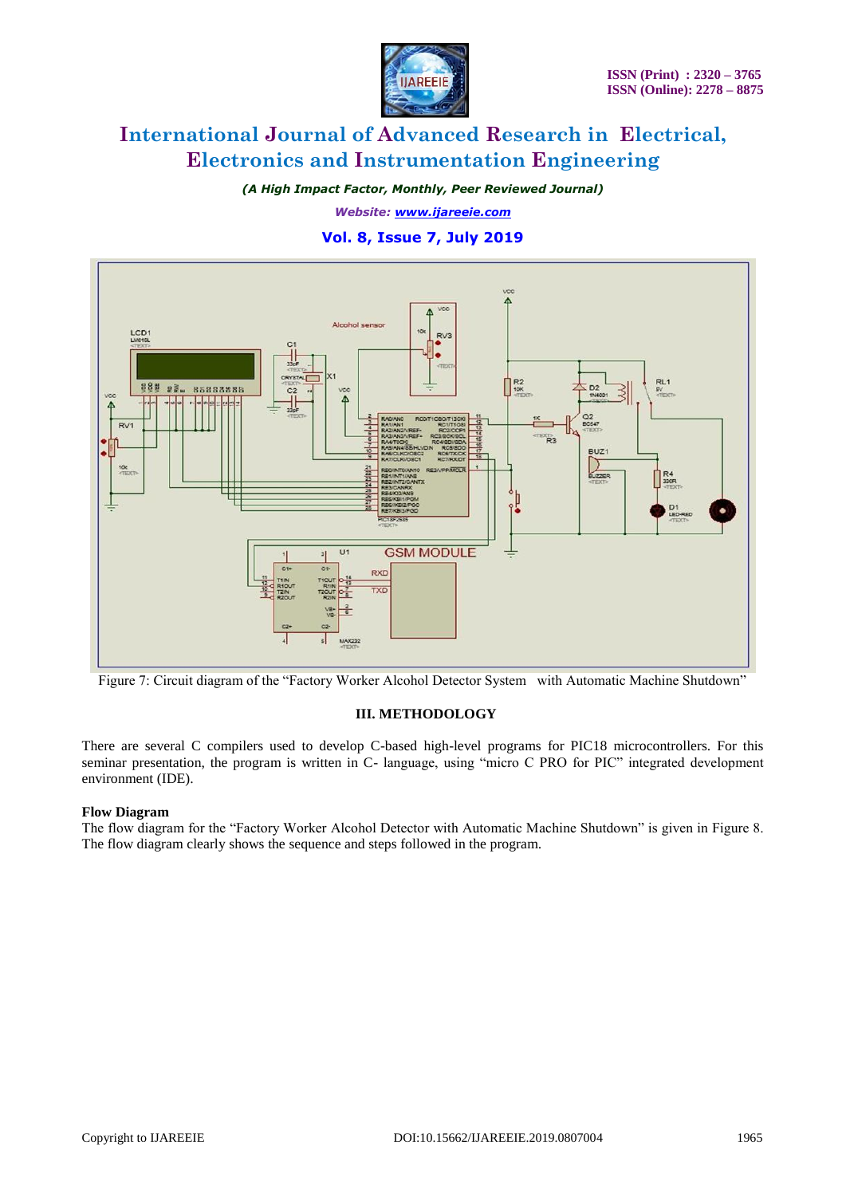Figure 7: Circuit diagram of the "Factory Worker Alcohol Detector System with Automatic Machine Shutdown"

## III. METHODOLOGY

There are several C compilers used to develop C-based high-level programs for PIC18 microcontrollers. For this seminar presentation, the program is written in C- language, using "micro C PRO for PIC" integrated development environment (IDE).

**Flow Diagram**

The flow diagram for the "Factory Worker Alcohol Detector with Automatic Machine Shutdown" is given in Figure 8. The flow diagram clearly shows the sequence and steps followed in the program.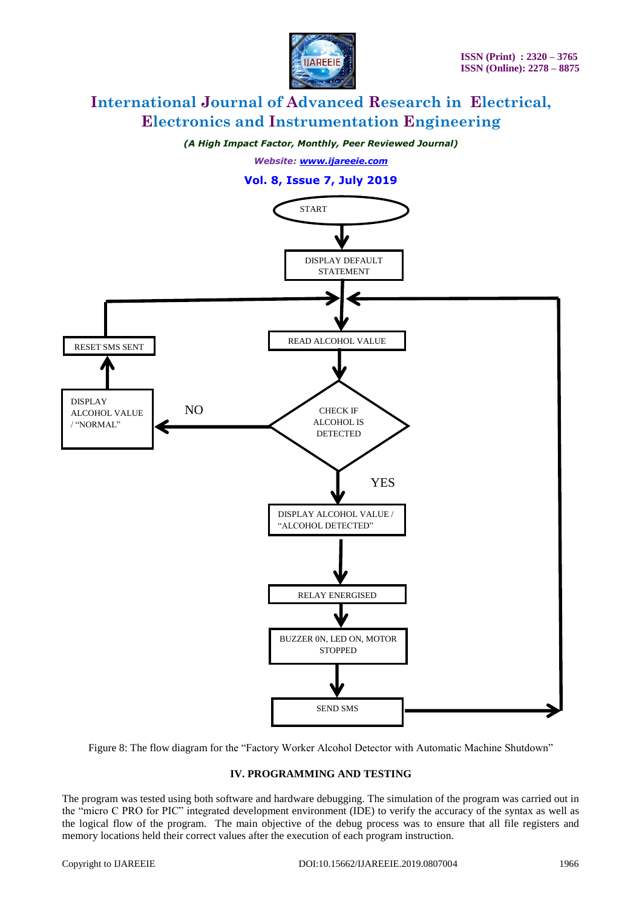Figure 8: The flow diagram for the "Factory Worker Alcohol Detector with Automatic Machine Shutdown"

### IV. PROGRAMMING AND TESTING

The program was tested using both software and hardware debugging. The simulation of the program was carried out in the "micro C PRO for PIC" integrated development environment (IDE) to verify the accuracy of the syntax as well as the logical flow of the program. The main objective of the debug process was to ensure that all file registers and memory locations held their correct values after the execution of each program instruction.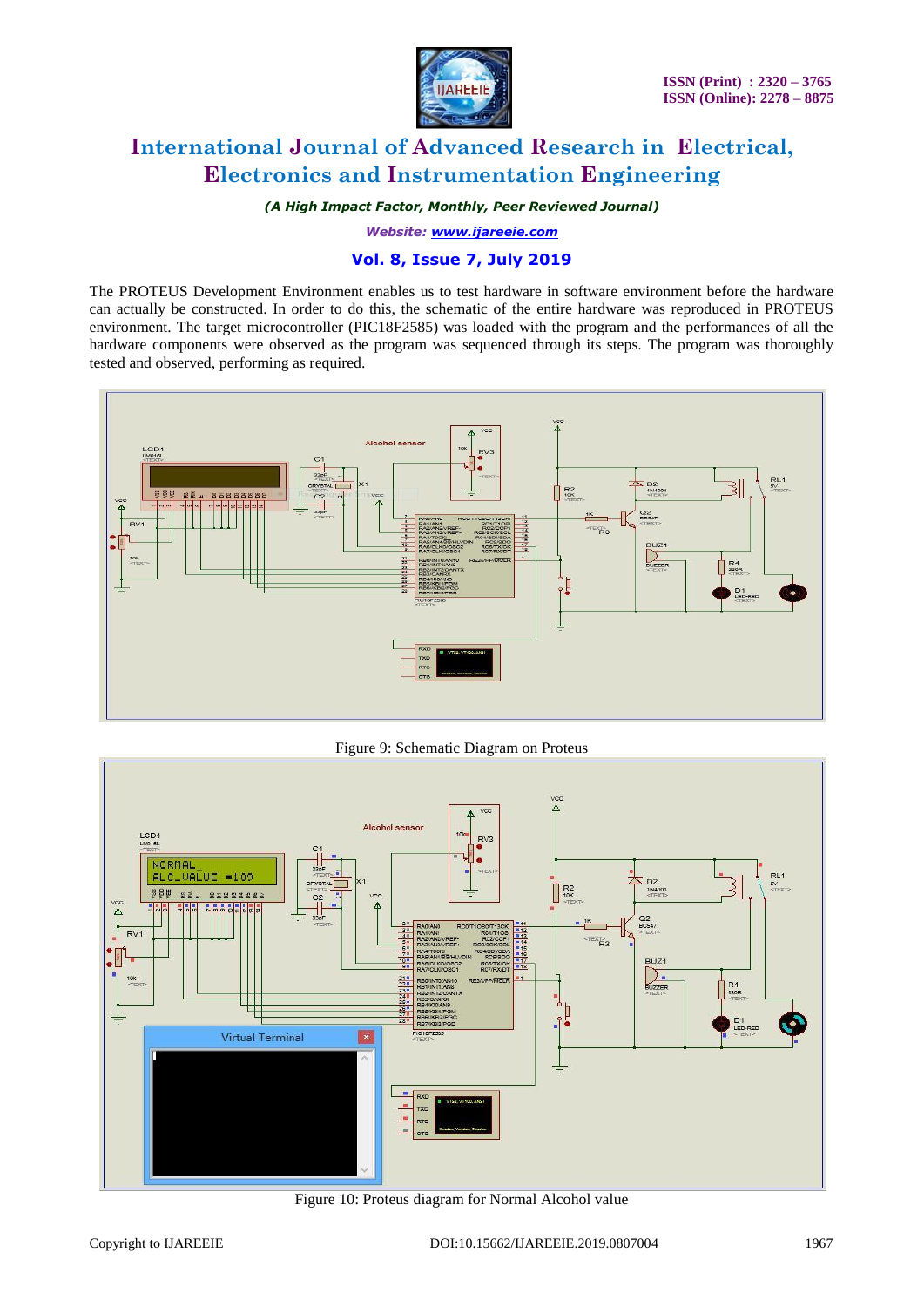The PROTEUS Development Environment enables us to test hardware in software environment before the hardware can actually be constructed. In order to do this, the schematic of the entire hardware was reproduced in PROTEUS environment. The target microcontroller (PIC18F2585) was loaded with the program and the performances of all the hardware components were observed as the program was sequenced through its steps. The program was thoroughly tested and observed, performing as required.

Figure 9: Schematic Diagram on Proteus

Figure 10: Proteus diagram for Normal Alcohol value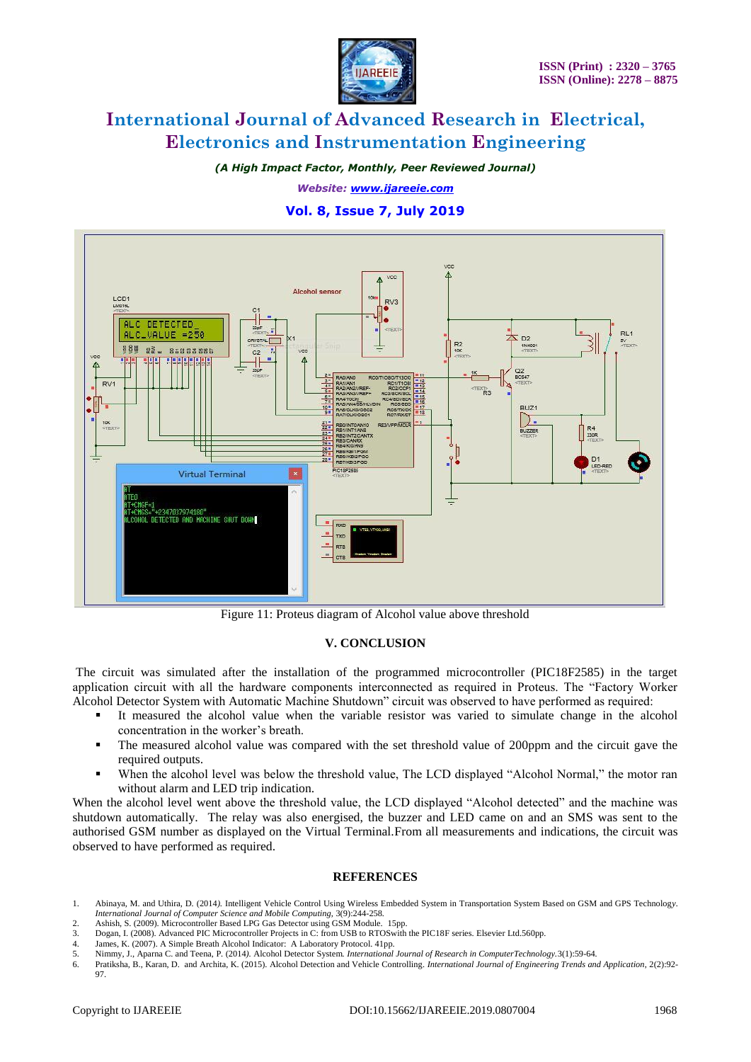Figure 11: Proteus diagram of Alcohol value above threshold

## V. CONCLUSION

The circuit was simulated after the installation of the programmed microcontroller (PIC18F2585) in the target application circuit with all the hardware components interconnected as required in Proteus. The "Factory Worker Alcohol Detector System with Automatic Machine Shutdown" circuit was observed to have performed as required:

- It measured the alcohol value when the variable resistor was varied to simulate change in the alcohol concentration in the worker's breath.
- The measured alcohol value was compared with the set threshold value of 200ppm and the circuit gave the required outputs.
- When the alcohol level was below the threshold value, The LCD displayed "Alcohol Normal," the motor ran without alarm and LED trip indication.

When the alcohol level went above the threshold value, the LCD displayed "Alcohol detected" and the machine was shutdown automatically. The relay was also energised, the buzzer and LED came on and an SMS was sent to the authorised GSM number as displayed on the Virtual Terminal.From all measurements and indications, the circuit was observed to have performed as required.

## REFERENCES

1. Abinaya, M. and Uthira, D. (2014). Intelligent Vehicle Control Using Wireless Embedded System in Transportation System Based on GSM and GPS Technology. *International Journal of Computer Science and Mobile Computing*, 3(9):244-258.
2. Ashish, S. (2009). Microcontroller Based LPG Gas Detector using GSM Module. 15pp.
3. Dogan, I. (2008). Advanced PIC Microcontroller Projects in C: from USB to RTOSwith the PIC18F series. Elsevier Ltd.560pp.
4. James, K. (2007). A Simple Breath Alcohol Indicator: A Laboratory Protocol. 41pp.
5. Nimmy, J., Aparna C. and Teena, P. (2014). Alcohol Detector System. *International Journal of Research in ComputerTechnology*.3(1):59-64.
6. Pratiksha, B., Karan, D. and Archita, K. (2015). Alcohol Detection and Vehicle Controlling. *International Journal of Engineering Trends and Application*, 2(2):92-97.